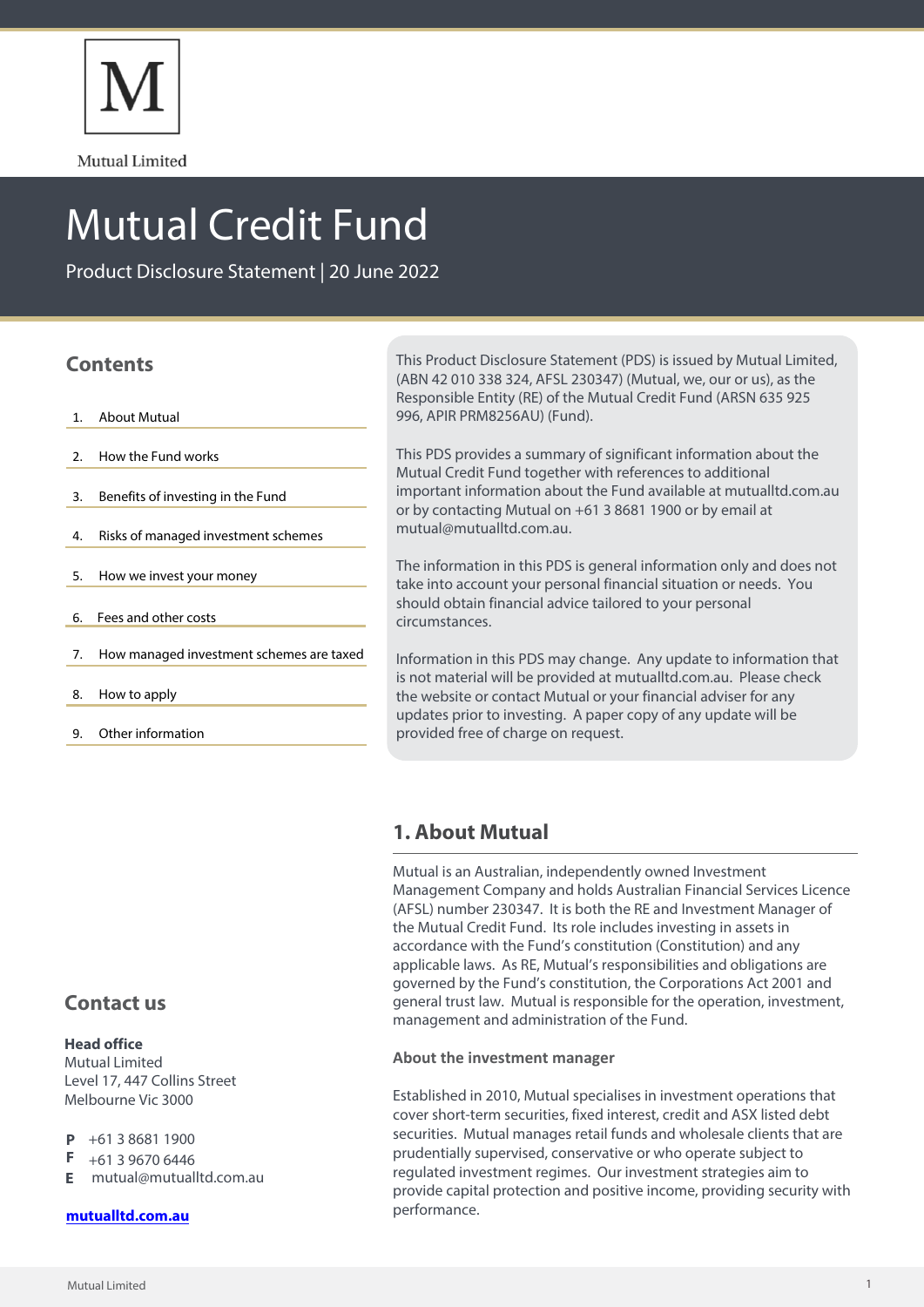Mutual Limited

# Mutual Credit Fund

Product Disclosure Statement | 20 June 2022

## Contents

1. About Mutual
2. How the Fund works
3. Benefits of investing in the Fund
4. Risks of managed investment schemes
5. How we invest your money
6. Fees and other costs
7. How managed investment schemes are taxed
8. How to apply
9. Other information

This Product Disclosure Statement (PDS) is issued by Mutual Limited, (ABN 42 010 338 324, AFSL 230347) (Mutual, we, our or us), as the Responsible Entity (RE) of the Mutual Credit Fund (ARSN 635 925 996, APIR PRM8256AU) (Fund).

This PDS provides a summary of significant information about the Mutual Credit Fund together with references to additional important information about the Fund available at mutualltd.com.au or by contacting Mutual on +61 3 8681 1900 or by email at mutual@mutualltd.com.au.

The information in this PDS is general information only and does not take into account your personal financial situation or needs. You should obtain financial advice tailored to your personal circumstances.

Information in this PDS may change. Any update to information that is not material will be provided at mutualltd.com.au. Please check the website or contact Mutual or your financial adviser for any updates prior to investing. A paper copy of any update will be provided free of charge on request.

## 1. About Mutual

Mutual is an Australian, independently owned Investment Management Company and holds Australian Financial Services Licence (AFSL) number 230347. It is both the RE and Investment Manager of the Mutual Credit Fund. Its role includes investing in assets in accordance with the Fund's constitution (Constitution) and any applicable laws. As RE, Mutual's responsibilities and obligations are governed by the Fund's constitution, the Corporations Act 2001 and general trust law. Mutual is responsible for the operation, investment, management and administration of the Fund.

### About the investment manager

Established in 2010, Mutual specialises in investment operations that cover short-term securities, fixed interest, credit and ASX listed debt securities. Mutual manages retail funds and wholesale clients that are prudentially supervised, conservative or who operate subject to regulated investment regimes. Our investment strategies aim to provide capital protection and positive income, providing security with performance.

## Contact us

**Head office**
Mutual Limited
Level 17, 447 Collins Street
Melbourne Vic 3000

**P** +61 3 8681 1900
**F** +61 3 9670 6446
**E** mutual@mutualltd.com.au

**mutualltd.com.au**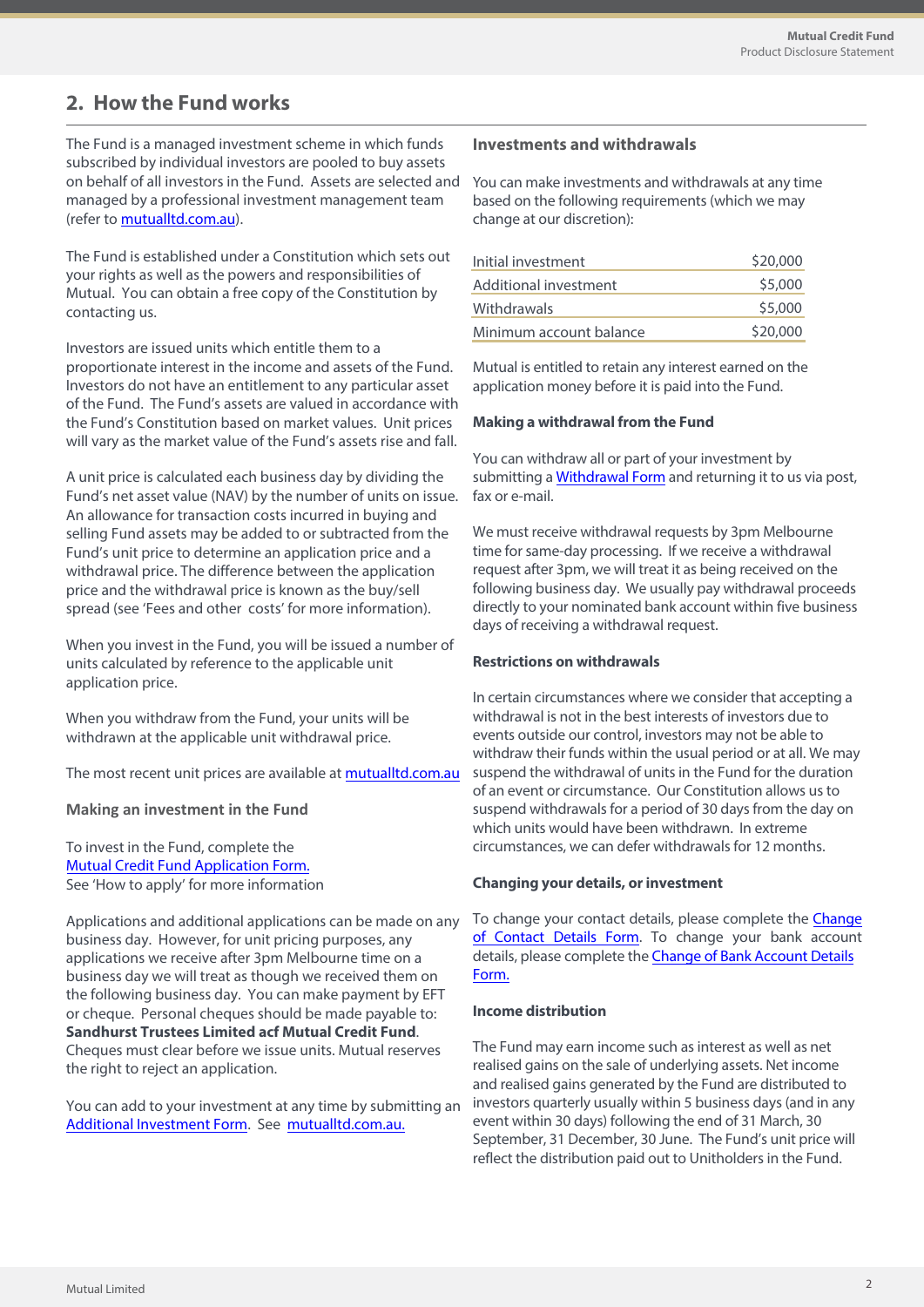## 2. How the Fund works

The Fund is a managed investment scheme in which funds subscribed by individual investors are pooled to buy assets on behalf of all investors in the Fund. Assets are selected and managed by a professional investment management team (refer to mutualltd.com.au).

The Fund is established under a Constitution which sets out your rights as well as the powers and responsibilities of Mutual. You can obtain a free copy of the Constitution by contacting us.

Investors are issued units which entitle them to a proportionate interest in the income and assets of the Fund. Investors do not have an entitlement to any particular asset of the Fund. The Fund's assets are valued in accordance with the Fund's Constitution based on market values. Unit prices will vary as the market value of the Fund's assets rise and fall.

A unit price is calculated each business day by dividing the Fund's net asset value (NAV) by the number of units on issue. An allowance for transaction costs incurred in buying and selling Fund assets may be added to or subtracted from the Fund's unit price to determine an application price and a withdrawal price. The difference between the application price and the withdrawal price is known as the buy/sell spread (see 'Fees and other costs' for more information).

When you invest in the Fund, you will be issued a number of units calculated by reference to the applicable unit application price.

When you withdraw from the Fund, your units will be withdrawn at the applicable unit withdrawal price.

The most recent unit prices are available at mutualltd.com.au

### Making an investment in the Fund

To invest in the Fund, complete the Mutual Credit Fund Application Form.
See 'How to apply' for more information

Applications and additional applications can be made on any business day. However, for unit pricing purposes, any applications we receive after 3pm Melbourne time on a business day we will treat as though we received them on the following business day. You can make payment by EFT or cheque. Personal cheques should be made payable to: **Sandhurst Trustees Limited acf Mutual Credit Fund**. Cheques must clear before we issue units. Mutual reserves the right to reject an application.

You can add to your investment at any time by submitting an Additional Investment Form. See mutualltd.com.au.

### Investments and withdrawals

You can make investments and withdrawals at any time based on the following requirements (which we may change at our discretion):

| | |
|---|---|
| Initial investment | $20,000 |
| Additional investment | $5,000 |
| Withdrawals | $5,000 |
| Minimum account balance | $20,000 |

Mutual is entitled to retain any interest earned on the application money before it is paid into the Fund.

### Making a withdrawal from the Fund

You can withdraw all or part of your investment by submitting a Withdrawal Form and returning it to us via post, fax or e-mail.

We must receive withdrawal requests by 3pm Melbourne time for same-day processing. If we receive a withdrawal request after 3pm, we will treat it as being received on the following business day. We usually pay withdrawal proceeds directly to your nominated bank account within five business days of receiving a withdrawal request.

### Restrictions on withdrawals

In certain circumstances where we consider that accepting a withdrawal is not in the best interests of investors due to events outside our control, investors may not be able to withdraw their funds within the usual period or at all. We may suspend the withdrawal of units in the Fund for the duration of an event or circumstance. Our Constitution allows us to suspend withdrawals for a period of 30 days from the day on which units would have been withdrawn. In extreme circumstances, we can defer withdrawals for 12 months.

### Changing your details, or investment

To change your contact details, please complete the Change of Contact Details Form. To change your bank account details, please complete the Change of Bank Account Details Form.

### Income distribution

The Fund may earn income such as interest as well as net realised gains on the sale of underlying assets. Net income and realised gains generated by the Fund are distributed to investors quarterly usually within 5 business days (and in any event within 30 days) following the end of 31 March, 30 September, 31 December, 30 June. The Fund's unit price will reflect the distribution paid out to Unitholders in the Fund.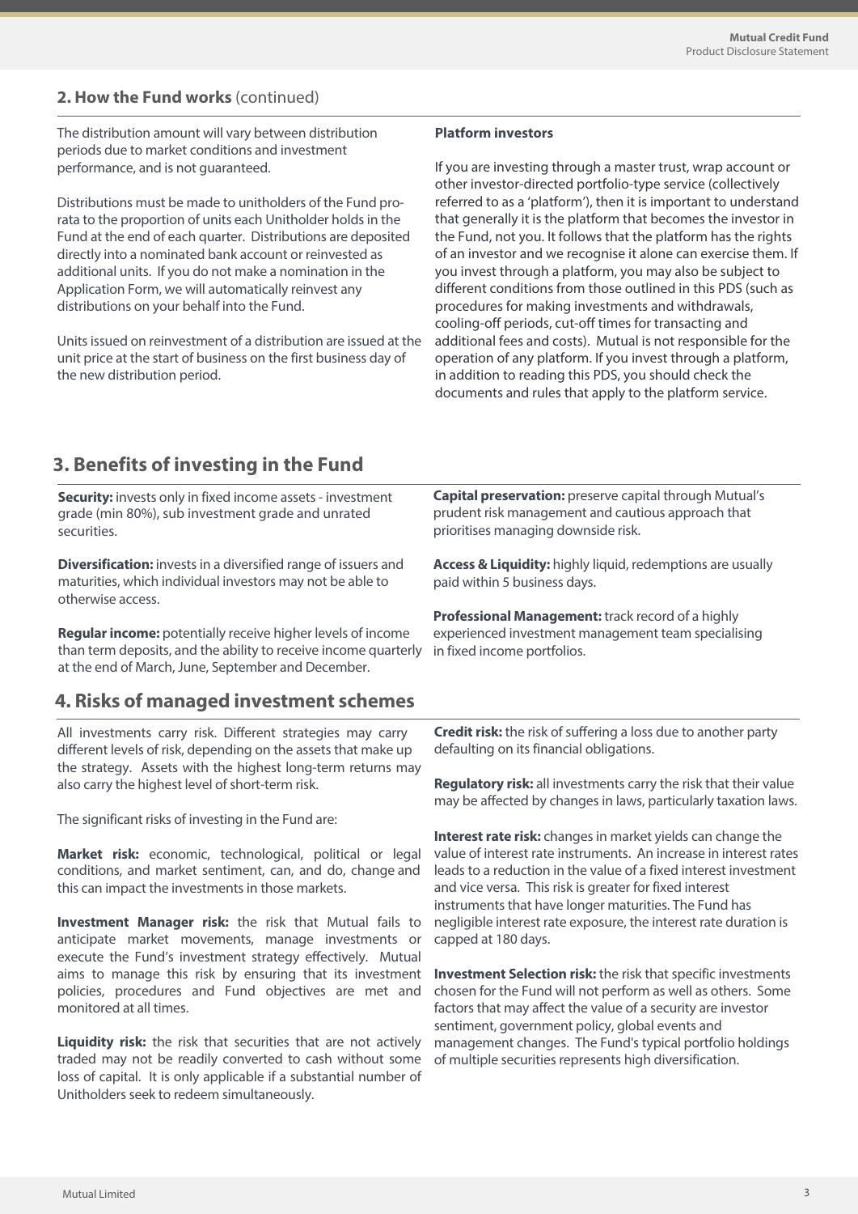## 2. How the Fund works (continued)

The distribution amount will vary between distribution periods due to market conditions and investment performance, and is not guaranteed.

Distributions must be made to unitholders of the Fund pro-rata to the proportion of units each Unitholder holds in the Fund at the end of each quarter. Distributions are deposited directly into a nominated bank account or reinvested as additional units. If you do not make a nomination in the Application Form, we will automatically reinvest any distributions on your behalf into the Fund.

Units issued on reinvestment of a distribution are issued at the unit price at the start of business on the first business day of the new distribution period.

**Platform investors**

If you are investing through a master trust, wrap account or other investor-directed portfolio-type service (collectively referred to as a 'platform'), then it is important to understand that generally it is the platform that becomes the investor in the Fund, not you. It follows that the platform has the rights of an investor and we recognise it alone can exercise them. If you invest through a platform, you may also be subject to different conditions from those outlined in this PDS (such as procedures for making investments and withdrawals, cooling-off periods, cut-off times for transacting and additional fees and costs). Mutual is not responsible for the operation of any platform. If you invest through a platform, in addition to reading this PDS, you should check the documents and rules that apply to the platform service.

## 3. Benefits of investing in the Fund

**Security:** invests only in fixed income assets - investment grade (min 80%), sub investment grade and unrated securities.

**Diversification:** invests in a diversified range of issuers and maturities, which individual investors may not be able to otherwise access.

**Regular income:** potentially receive higher levels of income than term deposits, and the ability to receive income quarterly at the end of March, June, September and December.

**Capital preservation:** preserve capital through Mutual's prudent risk management and cautious approach that prioritises managing downside risk.

**Access & Liquidity:** highly liquid, redemptions are usually paid within 5 business days.

**Professional Management:** track record of a highly experienced investment management team specialising in fixed income portfolios.

## 4. Risks of managed investment schemes

All investments carry risk. Different strategies may carry different levels of risk, depending on the assets that make up the strategy. Assets with the highest long-term returns may also carry the highest level of short-term risk.

The significant risks of investing in the Fund are:

**Market risk:** economic, technological, political or legal conditions, and market sentiment, can, and do, change and this can impact the investments in those markets.

**Investment Manager risk:** the risk that Mutual fails to anticipate market movements, manage investments or execute the Fund's investment strategy effectively. Mutual aims to manage this risk by ensuring that its investment policies, procedures and Fund objectives are met and monitored at all times.

**Liquidity risk:** the risk that securities that are not actively traded may not be readily converted to cash without some loss of capital. It is only applicable if a substantial number of Unitholders seek to redeem simultaneously.

**Credit risk:** the risk of suffering a loss due to another party defaulting on its financial obligations.

**Regulatory risk:** all investments carry the risk that their value may be affected by changes in laws, particularly taxation laws.

**Interest rate risk:** changes in market yields can change the value of interest rate instruments. An increase in interest rates leads to a reduction in the value of a fixed interest investment and vice versa. This risk is greater for fixed interest instruments that have longer maturities. The Fund has negligible interest rate exposure, the interest rate duration is capped at 180 days.

**Investment Selection risk:** the risk that specific investments chosen for the Fund will not perform as well as others. Some factors that may affect the value of a security are investor sentiment, government policy, global events and management changes. The Fund's typical portfolio holdings of multiple securities represents high diversification.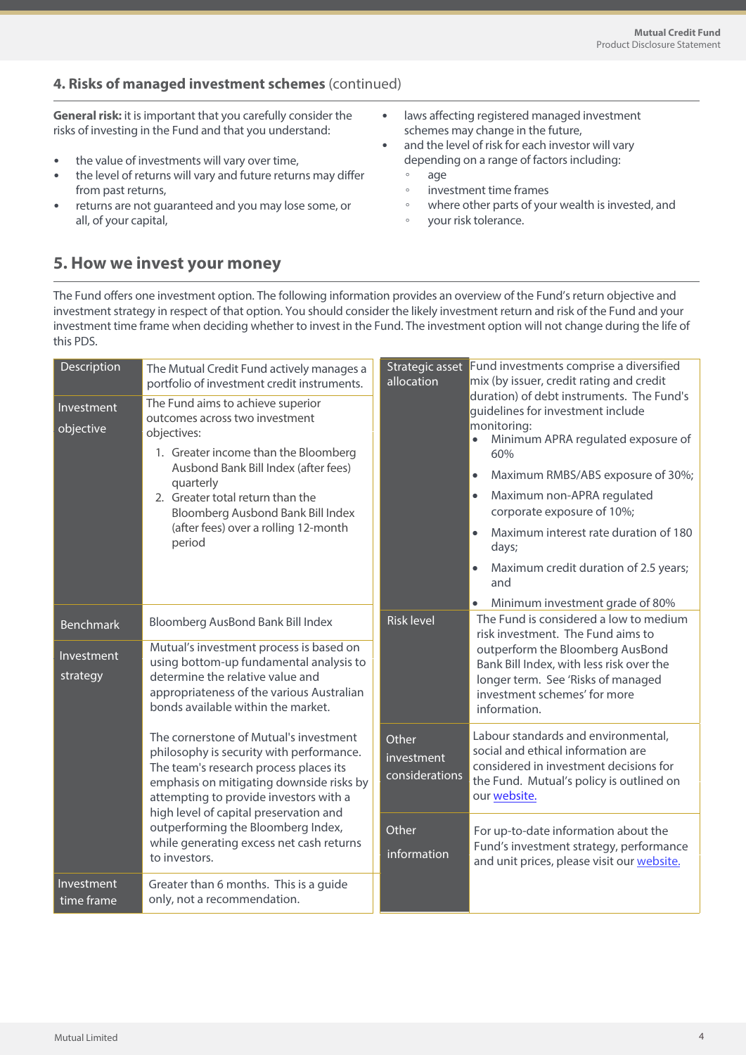## 4. Risks of managed investment schemes (continued)

**General risk:** it is important that you carefully consider the risks of investing in the Fund and that you understand:

- the value of investments will vary over time,
- the level of returns will vary and future returns may differ from past returns,
- returns are not guaranteed and you may lose some, or all, of your capital,
- laws affecting registered managed investment schemes may change in the future,
- and the level of risk for each investor will vary depending on a range of factors including:
  - age
  - investment time frames
  - where other parts of your wealth is invested, and
  - your risk tolerance.

## 5. How we invest your money

The Fund offers one investment option. The following information provides an overview of the Fund's return objective and investment strategy in respect of that option. You should consider the likely investment return and risk of the Fund and your investment time frame when deciding whether to invest in the Fund. The investment option will not change during the life of this PDS.

| | |
|---|---|
| Description | The Mutual Credit Fund actively manages a portfolio of investment credit instruments. |
| Investment objective | The Fund aims to achieve superior outcomes across two investment objectives:<br>1. Greater income than the Bloomberg Ausbond Bank Bill Index (after fees) quarterly<br>2. Greater total return than the Bloomberg Ausbond Bank Bill Index (after fees) over a rolling 12-month period |
| Benchmark | Bloomberg AusBond Bank Bill Index |
| Investment strategy | Mutual's investment process is based on using bottom-up fundamental analysis to determine the relative value and appropriateness of the various Australian bonds available within the market.<br><br>The cornerstone of Mutual's investment philosophy is security with performance. The team's research process places its emphasis on mitigating downside risks by attempting to provide investors with a high level of capital preservation and outperforming the Bloomberg Index, while generating excess net cash returns to investors. |
| Investment time frame | Greater than 6 months. This is a guide only, not a recommendation. |
| Strategic asset allocation | Fund investments comprise a diversified mix (by issuer, credit rating and credit duration) of debt instruments. The Fund's guidelines for investment include monitoring:<br>• Minimum APRA regulated exposure of 60%<br>• Maximum RMBS/ABS exposure of 30%;<br>• Maximum non-APRA regulated corporate exposure of 10%;<br>• Maximum interest rate duration of 180 days;<br>• Maximum credit duration of 2.5 years; and<br>• Minimum investment grade of 80% |
| Risk level | The Fund is considered a low to medium risk investment. The Fund aims to outperform the Bloomberg AusBond Bank Bill Index, with less risk over the longer term. See 'Risks of managed investment schemes' for more information. |
| Other investment considerations | Labour standards and environmental, social and ethical information are considered in investment decisions for the Fund. Mutual's policy is outlined on our website. |
| Other information | For up-to-date information about the Fund's investment strategy, performance and unit prices, please visit our website. |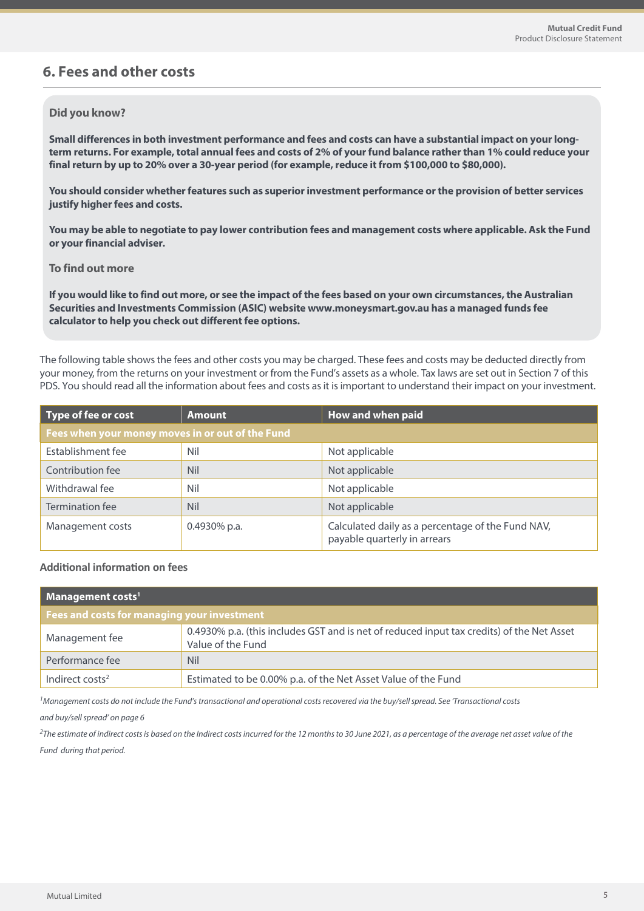## 6. Fees and other costs

**Did you know?**

**Small differences in both investment performance and fees and costs can have a substantial impact on your long-term returns. For example, total annual fees and costs of 2% of your fund balance rather than 1% could reduce your final return by up to 20% over a 30-year period (for example, reduce it from $100,000 to $80,000).**

**You should consider whether features such as superior investment performance or the provision of better services justify higher fees and costs.**

**You may be able to negotiate to pay lower contribution fees and management costs where applicable. Ask the Fund or your financial adviser.**

**To find out more**

**If you would like to find out more, or see the impact of the fees based on your own circumstances, the Australian Securities and Investments Commission (ASIC) website www.moneysmart.gov.au has a managed funds fee calculator to help you check out different fee options.**

The following table shows the fees and other costs you may be charged. These fees and costs may be deducted directly from your money, from the returns on your investment or from the Fund's assets as a whole. Tax laws are set out in Section 7 of this PDS. You should read all the information about fees and costs as it is important to understand their impact on your investment.

| Type of fee or cost | Amount | How and when paid |
|---|---|---|
| **Fees when your money moves in or out of the Fund** | | |
| Establishment fee | Nil | Not applicable |
| Contribution fee | Nil | Not applicable |
| Withdrawal fee | Nil | Not applicable |
| Termination fee | Nil | Not applicable |
| Management costs | 0.4930% p.a. | Calculated daily as a percentage of the Fund NAV, payable quarterly in arrears |

### Additional information on fees

| Management costs[1] | |
|---|---|
| **Fees and costs for managing your investment** | |
| Management fee | 0.4930% p.a. (this includes GST and is net of reduced input tax credits) of the Net Asset Value of the Fund |
| Performance fee | Nil |
| Indirect costs[2] | Estimated to be 0.00% p.a. of the Net Asset Value of the Fund |

*[1]Management costs do not include the Fund's transactional and operational costs recovered via the buy/sell spread. See 'Transactional costs and buy/sell spread' on page 6*

*[2]The estimate of indirect costs is based on the Indirect costs incurred for the 12 months to 30 June 2021, as a percentage of the average net asset value of the Fund during that period.*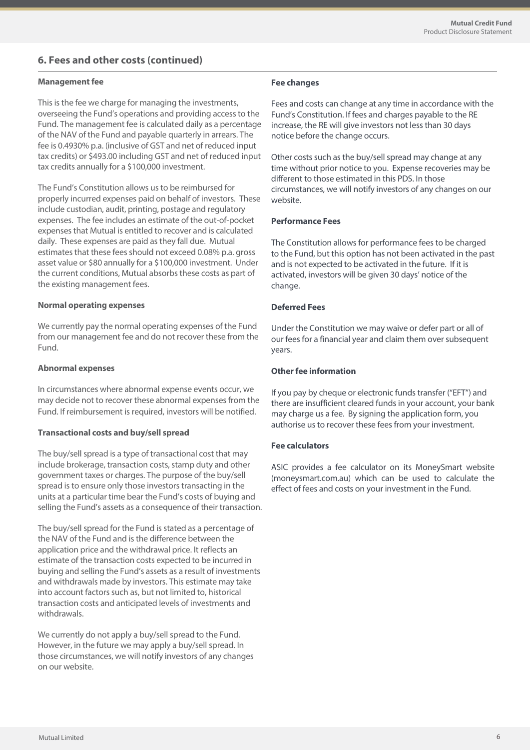## 6. Fees and other costs (continued)

### Management fee

This is the fee we charge for managing the investments, overseeing the Fund's operations and providing access to the Fund. The management fee is calculated daily as a percentage of the NAV of the Fund and payable quarterly in arrears. The fee is 0.4930% p.a. (inclusive of GST and net of reduced input tax credits) or $493.00 including GST and net of reduced input tax credits annually for a $100,000 investment.

The Fund's Constitution allows us to be reimbursed for properly incurred expenses paid on behalf of investors. These include custodian, audit, printing, postage and regulatory expenses. The fee includes an estimate of the out-of-pocket expenses that Mutual is entitled to recover and is calculated daily. These expenses are paid as they fall due. Mutual estimates that these fees should not exceed 0.08% p.a. gross asset value or $80 annually for a $100,000 investment. Under the current conditions, Mutual absorbs these costs as part of the existing management fees.

### Normal operating expenses

We currently pay the normal operating expenses of the Fund from our management fee and do not recover these from the Fund.

### Abnormal expenses

In circumstances where abnormal expense events occur, we may decide not to recover these abnormal expenses from the Fund. If reimbursement is required, investors will be notified.

### Transactional costs and buy/sell spread

The buy/sell spread is a type of transactional cost that may include brokerage, transaction costs, stamp duty and other government taxes or charges. The purpose of the buy/sell spread is to ensure only those investors transacting in the units at a particular time bear the Fund's costs of buying and selling the Fund's assets as a consequence of their transaction.

The buy/sell spread for the Fund is stated as a percentage of the NAV of the Fund and is the difference between the application price and the withdrawal price. It reflects an estimate of the transaction costs expected to be incurred in buying and selling the Fund's assets as a result of investments and withdrawals made by investors. This estimate may take into account factors such as, but not limited to, historical transaction costs and anticipated levels of investments and withdrawals.

We currently do not apply a buy/sell spread to the Fund. However, in the future we may apply a buy/sell spread. In those circumstances, we will notify investors of any changes on our website.

### Fee changes

Fees and costs can change at any time in accordance with the Fund's Constitution. If fees and charges payable to the RE increase, the RE will give investors not less than 30 days notice before the change occurs.

Other costs such as the buy/sell spread may change at any time without prior notice to you. Expense recoveries may be different to those estimated in this PDS. In those circumstances, we will notify investors of any changes on our website.

### Performance Fees

The Constitution allows for performance fees to be charged to the Fund, but this option has not been activated in the past and is not expected to be activated in the future. If it is activated, investors will be given 30 days' notice of the change.

### Deferred Fees

Under the Constitution we may waive or defer part or all of our fees for a financial year and claim them over subsequent years.

### Other fee information

If you pay by cheque or electronic funds transfer ("EFT") and there are insufficient cleared funds in your account, your bank may charge us a fee. By signing the application form, you authorise us to recover these fees from your investment.

### Fee calculators

ASIC provides a fee calculator on its MoneySmart website (moneysmart.com.au) which can be used to calculate the effect of fees and costs on your investment in the Fund.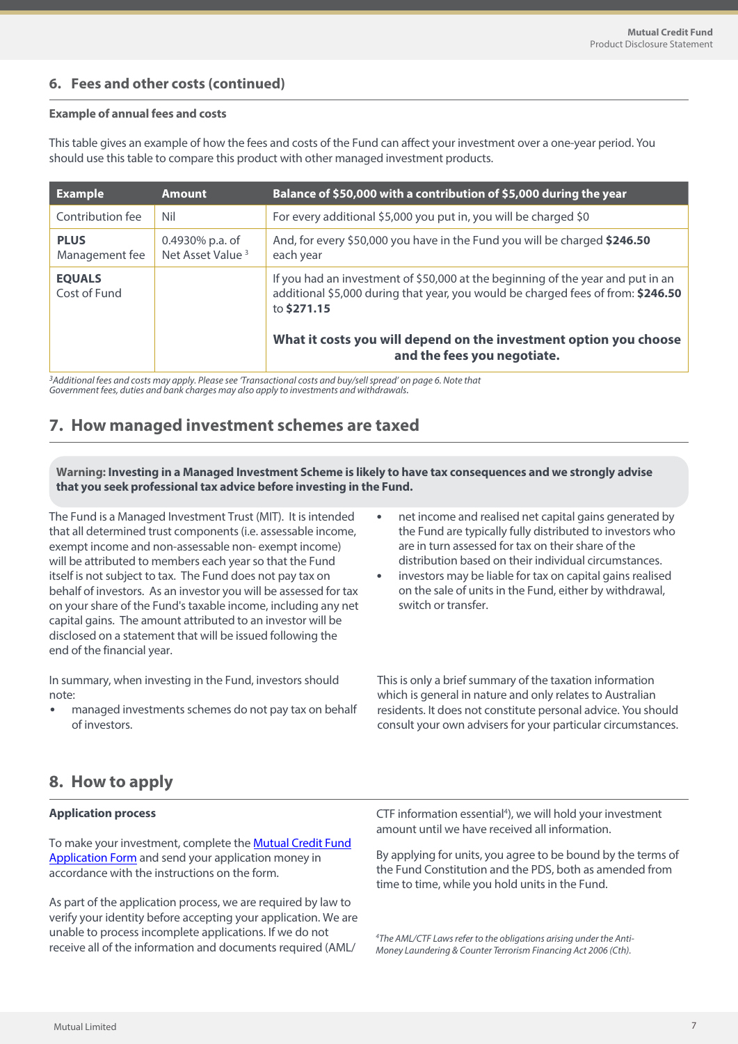## 6. Fees and other costs (continued)

#### Example of annual fees and costs

This table gives an example of how the fees and costs of the Fund can affect your investment over a one-year period. You should use this table to compare this product with other managed investment products.

| Example | Amount | Balance of $50,000 with a contribution of $5,000 during the year |
|---|---|---|
| Contribution fee | Nil | For every additional $5,000 you put in, you will be charged $0 |
| **PLUS** Management fee | 0.4930% p.a. of Net Asset Value [3] | And, for every $50,000 you have in the Fund you will be charged **$246.50** each year |
| **EQUALS** Cost of Fund | | If you had an investment of $50,000 at the beginning of the year and put in an additional $5,000 during that year, you would be charged fees of from: **$246.50** to **$271.15** <br><br> **What it costs you will depend on the investment option you choose and the fees you negotiate.** |

*[3]Additional fees and costs may apply. Please see 'Transactional costs and buy/sell spread' on page 6. Note that Government fees, duties and bank charges may also apply to investments and withdrawals.*

## 7. How managed investment schemes are taxed

**Warning: Investing in a Managed Investment Scheme is likely to have tax consequences and we strongly advise that you seek professional tax advice before investing in the Fund.**

The Fund is a Managed Investment Trust (MIT). It is intended that all determined trust components (i.e. assessable income, exempt income and non-assessable non- exempt income) will be attributed to members each year so that the Fund itself is not subject to tax. The Fund does not pay tax on behalf of investors. As an investor you will be assessed for tax on your share of the Fund's taxable income, including any net capital gains. The amount attributed to an investor will be disclosed on a statement that will be issued following the end of the financial year.

In summary, when investing in the Fund, investors should note:

- managed investments schemes do not pay tax on behalf of investors.
- net income and realised net capital gains generated by the Fund are typically fully distributed to investors who are in turn assessed for tax on their share of the distribution based on their individual circumstances.
- investors may be liable for tax on capital gains realised on the sale of units in the Fund, either by withdrawal, switch or transfer.

This is only a brief summary of the taxation information which is general in nature and only relates to Australian residents. It does not constitute personal advice. You should consult your own advisers for your particular circumstances.

## 8. How to apply

#### Application process

To make your investment, complete the [Mutual Credit Fund Application Form]() and send your application money in accordance with the instructions on the form.

As part of the application process, we are required by law to verify your identity before accepting your application. We are unable to process incomplete applications. If we do not receive all of the information and documents required (AML/CTF information essential[4]), we will hold your investment amount until we have received all information.

By applying for units, you agree to be bound by the terms of the Fund Constitution and the PDS, both as amended from time to time, while you hold units in the Fund.

*[4]The AML/CTF Laws refer to the obligations arising under the Anti-Money Laundering & Counter Terrorism Financing Act 2006 (Cth).*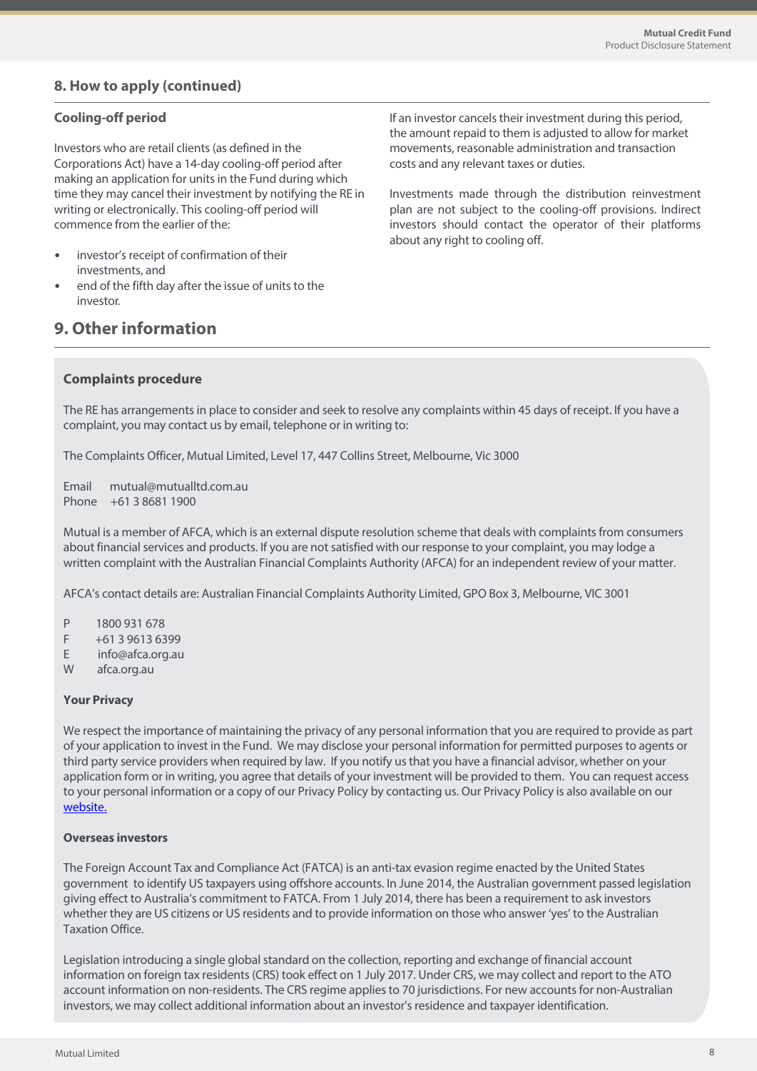## 8. How to apply (continued)

### Cooling-off period

Investors who are retail clients (as defined in the Corporations Act) have a 14-day cooling-off period after making an application for units in the Fund during which time they may cancel their investment by notifying the RE in writing or electronically. This cooling-off period will commence from the earlier of the:

- investor's receipt of confirmation of their investments, and
- end of the fifth day after the issue of units to the investor.

If an investor cancels their investment during this period, the amount repaid to them is adjusted to allow for market movements, reasonable administration and transaction costs and any relevant taxes or duties.

Investments made through the distribution reinvestment plan are not subject to the cooling-off provisions. Indirect investors should contact the operator of their platforms about any right to cooling off.

## 9. Other information

### Complaints procedure

The RE has arrangements in place to consider and seek to resolve any complaints within 45 days of receipt. If you have a complaint, you may contact us by email, telephone or in writing to:

The Complaints Officer, Mutual Limited, Level 17, 447 Collins Street, Melbourne, Vic 3000

Email mutual@mutualltd.com.au
Phone +61 3 8681 1900

Mutual is a member of AFCA, which is an external dispute resolution scheme that deals with complaints from consumers about financial services and products. If you are not satisfied with our response to your complaint, you may lodge a written complaint with the Australian Financial Complaints Authority (AFCA) for an independent review of your matter.

AFCA's contact details are: Australian Financial Complaints Authority Limited, GPO Box 3, Melbourne, VIC 3001

P 1800 931 678
F +61 3 9613 6399
E info@afca.org.au
W afca.org.au

#### Your Privacy

We respect the importance of maintaining the privacy of any personal information that you are required to provide as part of your application to invest in the Fund. We may disclose your personal information for permitted purposes to agents or third party service providers when required by law. If you notify us that you have a financial advisor, whether on your application form or in writing, you agree that details of your investment will be provided to them. You can request access to your personal information or a copy of our Privacy Policy by contacting us. Our Privacy Policy is also available on our website.

#### Overseas investors

The Foreign Account Tax and Compliance Act (FATCA) is an anti-tax evasion regime enacted by the United States government to identify US taxpayers using offshore accounts. In June 2014, the Australian government passed legislation giving effect to Australia's commitment to FATCA. From 1 July 2014, there has been a requirement to ask investors whether they are US citizens or US residents and to provide information on those who answer 'yes' to the Australian Taxation Office.

Legislation introducing a single global standard on the collection, reporting and exchange of financial account information on foreign tax residents (CRS) took effect on 1 July 2017. Under CRS, we may collect and report to the ATO account information on non-residents. The CRS regime applies to 70 jurisdictions. For new accounts for non-Australian investors, we may collect additional information about an investor's residence and taxpayer identification.